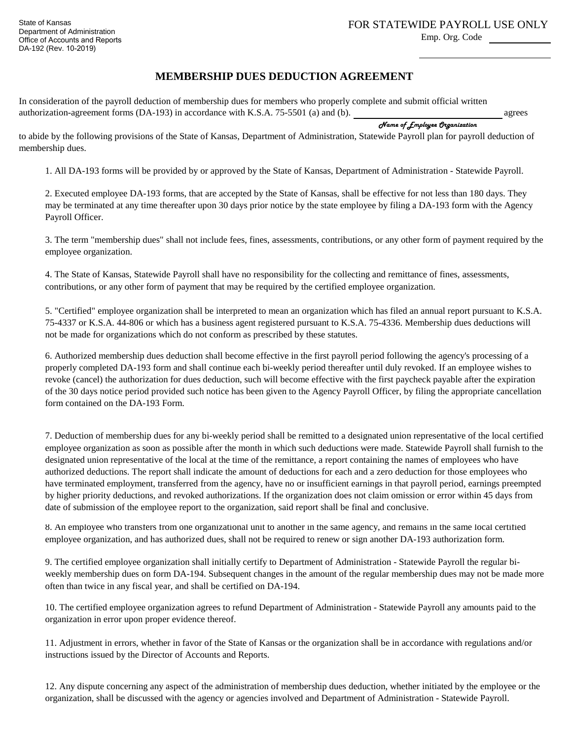State of Kansas
Department of Administration
Office of Accounts and Reports
DA-192 (Rev. 10-2019)

FOR STATEWIDE PAYROLL USE ONLY

Emp. Org. Code ____________

____________________

# MEMBERSHIP DUES DEDUCTION AGREEMENT

In consideration of the payroll deduction of membership dues for members who properly complete and submit official written authorization-agreement forms (DA-193) in accordance with K.S.A. 75-5501 (a) and (b). ______________________________ agrees

*Name of Employee Organization*

to abide by the following provisions of the State of Kansas, Department of Administration, Statewide Payroll plan for payroll deduction of membership dues.

1. All DA-193 forms will be provided by or approved by the State of Kansas, Department of Administration - Statewide Payroll.

2. Executed employee DA-193 forms, that are accepted by the State of Kansas, shall be effective for not less than 180 days. They may be terminated at any time thereafter upon 30 days prior notice by the state employee by filing a DA-193 form with the Agency Payroll Officer.

3. The term "membership dues" shall not include fees, fines, assessments, contributions, or any other form of payment required by the employee organization.

4. The State of Kansas, Statewide Payroll shall have no responsibility for the collecting and remittance of fines, assessments, contributions, or any other form of payment that may be required by the certified employee organization.

5. "Certified" employee organization shall be interpreted to mean an organization which has filed an annual report pursuant to K.S.A. 75-4337 or K.S.A. 44-806 or which has a business agent registered pursuant to K.S.A. 75-4336. Membership dues deductions will not be made for organizations which do not conform as prescribed by these statutes.

6. Authorized membership dues deduction shall become effective in the first payroll period following the agency's processing of a properly completed DA-193 form and shall continue each bi-weekly period thereafter until duly revoked. If an employee wishes to revoke (cancel) the authorization for dues deduction, such will become effective with the first paycheck payable after the expiration of the 30 days notice period provided such notice has been given to the Agency Payroll Officer, by filing the appropriate cancellation form contained on the DA-193 Form.

7. Deduction of membership dues for any bi-weekly period shall be remitted to a designated union representative of the local certified employee organization as soon as possible after the month in which such deductions were made. Statewide Payroll shall furnish to the designated union representative of the local at the time of the remittance, a report containing the names of employees who have authorized deductions. The report shall indicate the amount of deductions for each and a zero deduction for those employees who have terminated employment, transferred from the agency, have no or insufficient earnings in that payroll period, earnings preempted by higher priority deductions, and revoked authorizations. If the organization does not claim omission or error within 45 days from date of submission of the employee report to the organization, said report shall be final and conclusive.

8. An employee who transfers from one organizational unit to another in the same agency, and remains in the same local certified employee organization, and has authorized dues, shall not be required to renew or sign another DA-193 authorization form.

9. The certified employee organization shall initially certify to Department of Administration - Statewide Payroll the regular bi-weekly membership dues on form DA-194. Subsequent changes in the amount of the regular membership dues may not be made more often than twice in any fiscal year, and shall be certified on DA-194.

10. The certified employee organization agrees to refund Department of Administration - Statewide Payroll any amounts paid to the organization in error upon proper evidence thereof.

11. Adjustment in errors, whether in favor of the State of Kansas or the organization shall be in accordance with regulations and/or instructions issued by the Director of Accounts and Reports.

12. Any dispute concerning any aspect of the administration of membership dues deduction, whether initiated by the employee or the organization, shall be discussed with the agency or agencies involved and Department of Administration - Statewide Payroll.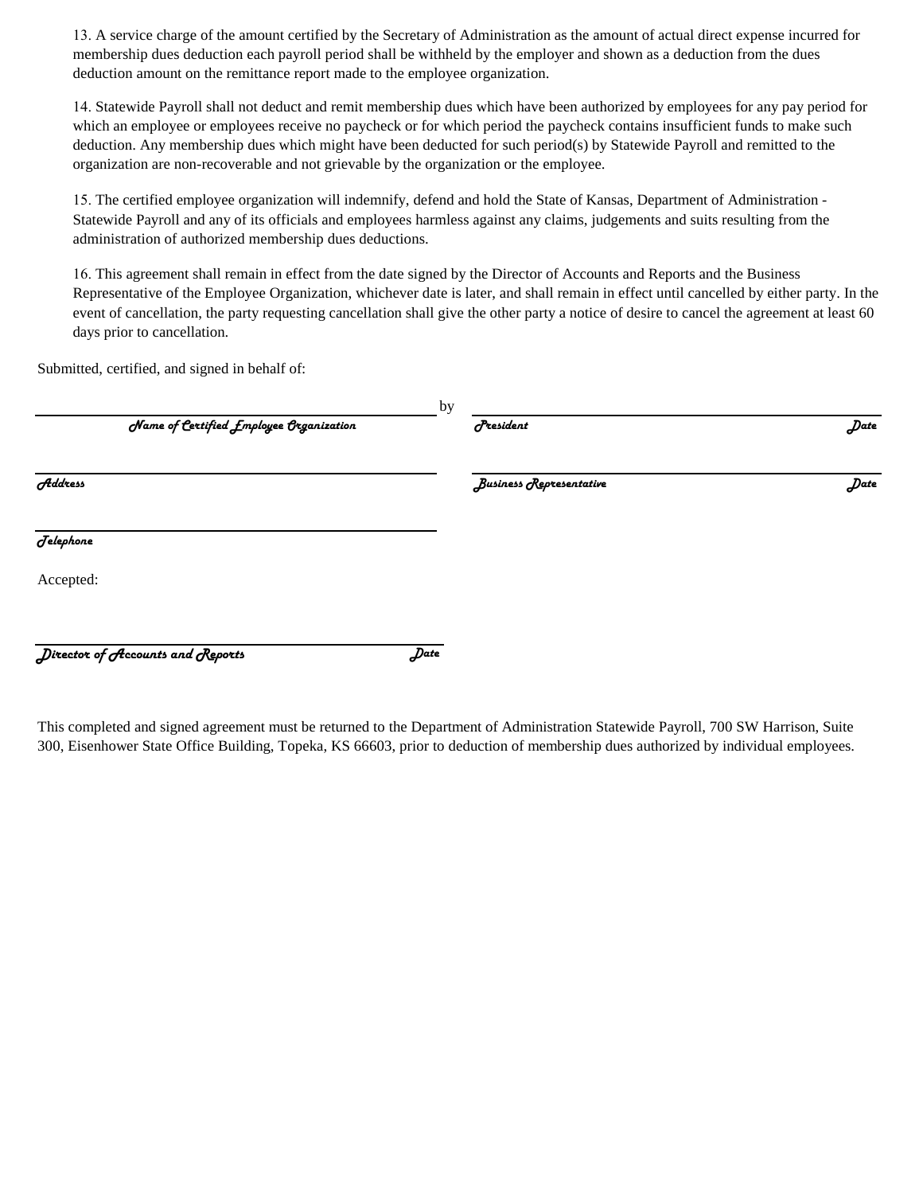13. A service charge of the amount certified by the Secretary of Administration as the amount of actual direct expense incurred for membership dues deduction each payroll period shall be withheld by the employer and shown as a deduction from the dues deduction amount on the remittance report made to the employee organization.

14. Statewide Payroll shall not deduct and remit membership dues which have been authorized by employees for any pay period for which an employee or employees receive no paycheck or for which period the paycheck contains insufficient funds to make such deduction. Any membership dues which might have been deducted for such period(s) by Statewide Payroll and remitted to the organization are non-recoverable and not grievable by the organization or the employee.

15. The certified employee organization will indemnify, defend and hold the State of Kansas, Department of Administration - Statewide Payroll and any of its officials and employees harmless against any claims, judgements and suits resulting from the administration of authorized membership dues deductions.

16. This agreement shall remain in effect from the date signed by the Director of Accounts and Reports and the Business Representative of the Employee Organization, whichever date is later, and shall remain in effect until cancelled by either party. In the event of cancellation, the party requesting cancellation shall give the other party a notice of desire to cancel the agreement at least 60 days prior to cancellation.

Submitted, certified, and signed in behalf of:

_______________________________ by _______________________________

*Name of Certified Employee Organization* — *President* — *Date*

_______________________________ _______________________________

*Address* — *Business Representative* — *Date*

_______________________________

*Telephone*

Accepted:

_______________________________

*Director of Accounts and Reports* — *Date*

This completed and signed agreement must be returned to the Department of Administration Statewide Payroll, 700 SW Harrison, Suite 300, Eisenhower State Office Building, Topeka, KS 66603, prior to deduction of membership dues authorized by individual employees.